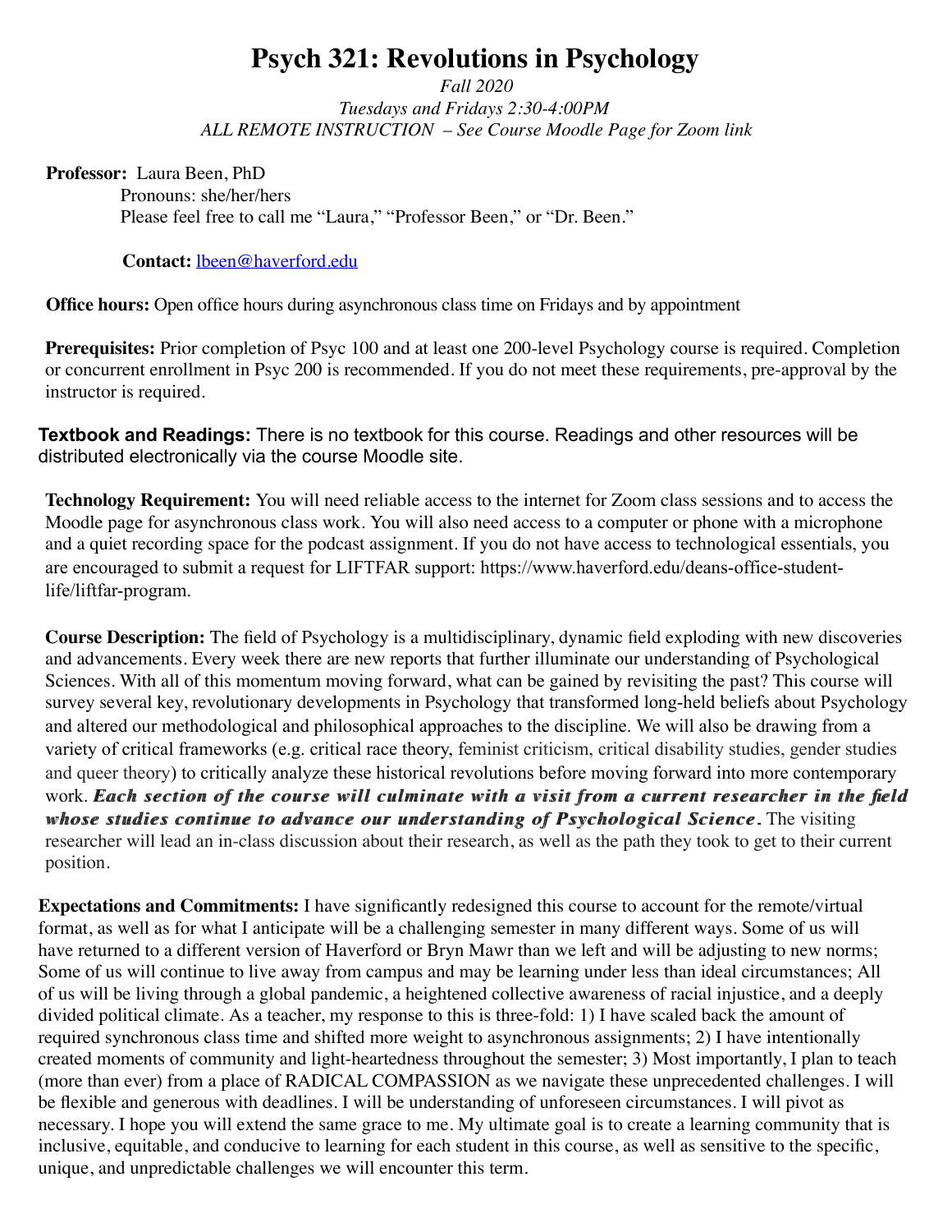# Psych 321: Revolutions in Psychology

*Fall 2020*
*Tuesdays and Fridays 2:30-4:00PM*
*ALL REMOTE INSTRUCTION – See Course Moodle Page for Zoom link*

**Professor:** Laura Been, PhD
Pronouns: she/her/hers
Please feel free to call me "Laura," "Professor Been," or "Dr. Been."

**Contact:** lbeen@haverford.edu

**Office hours:** Open office hours during asynchronous class time on Fridays and by appointment

**Prerequisites:** Prior completion of Psyc 100 and at least one 200-level Psychology course is required. Completion or concurrent enrollment in Psyc 200 is recommended. If you do not meet these requirements, pre-approval by the instructor is required.

**Textbook and Readings:** There is no textbook for this course. Readings and other resources will be distributed electronically via the course Moodle site.

**Technology Requirement:** You will need reliable access to the internet for Zoom class sessions and to access the Moodle page for asynchronous class work. You will also need access to a computer or phone with a microphone and a quiet recording space for the podcast assignment. If you do not have access to technological essentials, you are encouraged to submit a request for LIFTFAR support: https://www.haverford.edu/deans-office-student-life/liftfar-program.

**Course Description:** The field of Psychology is a multidisciplinary, dynamic field exploding with new discoveries and advancements. Every week there are new reports that further illuminate our understanding of Psychological Sciences. With all of this momentum moving forward, what can be gained by revisiting the past? This course will survey several key, revolutionary developments in Psychology that transformed long-held beliefs about Psychology and altered our methodological and philosophical approaches to the discipline. We will also be drawing from a variety of critical frameworks (e.g. critical race theory, feminist criticism, critical disability studies, gender studies and queer theory) to critically analyze these historical revolutions before moving forward into more contemporary work. ***Each section of the course will culminate with a visit from a current researcher in the field whose studies continue to advance our understanding of Psychological Science.*** The visiting researcher will lead an in-class discussion about their research, as well as the path they took to get to their current position.

**Expectations and Commitments:** I have significantly redesigned this course to account for the remote/virtual format, as well as for what I anticipate will be a challenging semester in many different ways. Some of us will have returned to a different version of Haverford or Bryn Mawr than we left and will be adjusting to new norms; Some of us will continue to live away from campus and may be learning under less than ideal circumstances; All of us will be living through a global pandemic, a heightened collective awareness of racial injustice, and a deeply divided political climate. As a teacher, my response to this is three-fold: 1) I have scaled back the amount of required synchronous class time and shifted more weight to asynchronous assignments; 2) I have intentionally created moments of community and light-heartedness throughout the semester; 3) Most importantly, I plan to teach (more than ever) from a place of RADICAL COMPASSION as we navigate these unprecedented challenges. I will be flexible and generous with deadlines. I will be understanding of unforeseen circumstances. I will pivot as necessary. I hope you will extend the same grace to me. My ultimate goal is to create a learning community that is inclusive, equitable, and conducive to learning for each student in this course, as well as sensitive to the specific, unique, and unpredictable challenges we will encounter this term.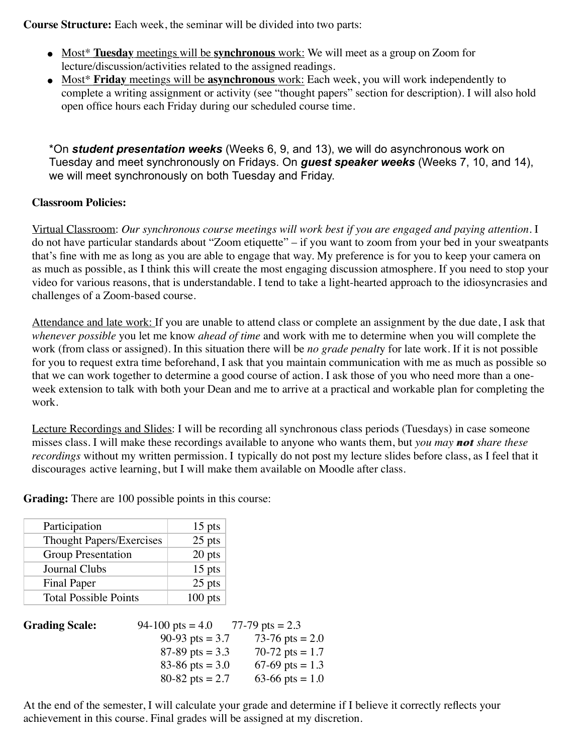**Course Structure:** Each week, the seminar will be divided into two parts:

- Most* **Tuesday** meetings will be **synchronous** work: We will meet as a group on Zoom for lecture/discussion/activities related to the assigned readings.
- Most* **Friday** meetings will be **asynchronous** work: Each week, you will work independently to complete a writing assignment or activity (see "thought papers" section for description). I will also hold open office hours each Friday during our scheduled course time.

*On ***student presentation weeks*** (Weeks 6, 9, and 13), we will do asynchronous work on Tuesday and meet synchronously on Fridays. On ***guest speaker weeks*** (Weeks 7, 10, and 14), we will meet synchronously on both Tuesday and Friday.

**Classroom Policies:**

Virtual Classroom: *Our synchronous course meetings will work best if you are engaged and paying attention*. I do not have particular standards about "Zoom etiquette" – if you want to zoom from your bed in your sweatpants that's fine with me as long as you are able to engage that way. My preference is for you to keep your camera on as much as possible, as I think this will create the most engaging discussion atmosphere. If you need to stop your video for various reasons, that is understandable. I tend to take a light-hearted approach to the idiosyncrasies and challenges of a Zoom-based course.

Attendance and late work: If you are unable to attend class or complete an assignment by the due date, I ask that *whenever possible* you let me know *ahead of time* and work with me to determine when you will complete the work (from class or assigned). In this situation there will be *no grade penalty* for late work. If it is not possible for you to request extra time beforehand, I ask that you maintain communication with me as much as possible so that we can work together to determine a good course of action. I ask those of you who need more than a one-week extension to talk with both your Dean and me to arrive at a practical and workable plan for completing the work.

Lecture Recordings and Slides: I will be recording all synchronous class periods (Tuesdays) in case someone misses class. I will make these recordings available to anyone who wants them, but *you may **not** share these recordings* without my written permission. I typically do not post my lecture slides before class, as I feel that it discourages active learning, but I will make them available on Moodle after class.

**Grading:** There are 100 possible points in this course:

| Component | Points |
|---|---|
| Participation | 15 pts |
| Thought Papers/Exercises | 25 pts |
| Group Presentation | 20 pts |
| Journal Clubs | 15 pts |
| Final Paper | 25 pts |
| Total Possible Points | 100 pts |

**Grading Scale:**

| | |
|---|---|
| 94-100 pts = 4.0 | 77-79 pts = 2.3 |
| 90-93 pts = 3.7 | 73-76 pts = 2.0 |
| 87-89 pts = 3.3 | 70-72 pts = 1.7 |
| 83-86 pts = 3.0 | 67-69 pts = 1.3 |
| 80-82 pts = 2.7 | 63-66 pts = 1.0 |

At the end of the semester, I will calculate your grade and determine if I believe it correctly reflects your achievement in this course. Final grades will be assigned at my discretion.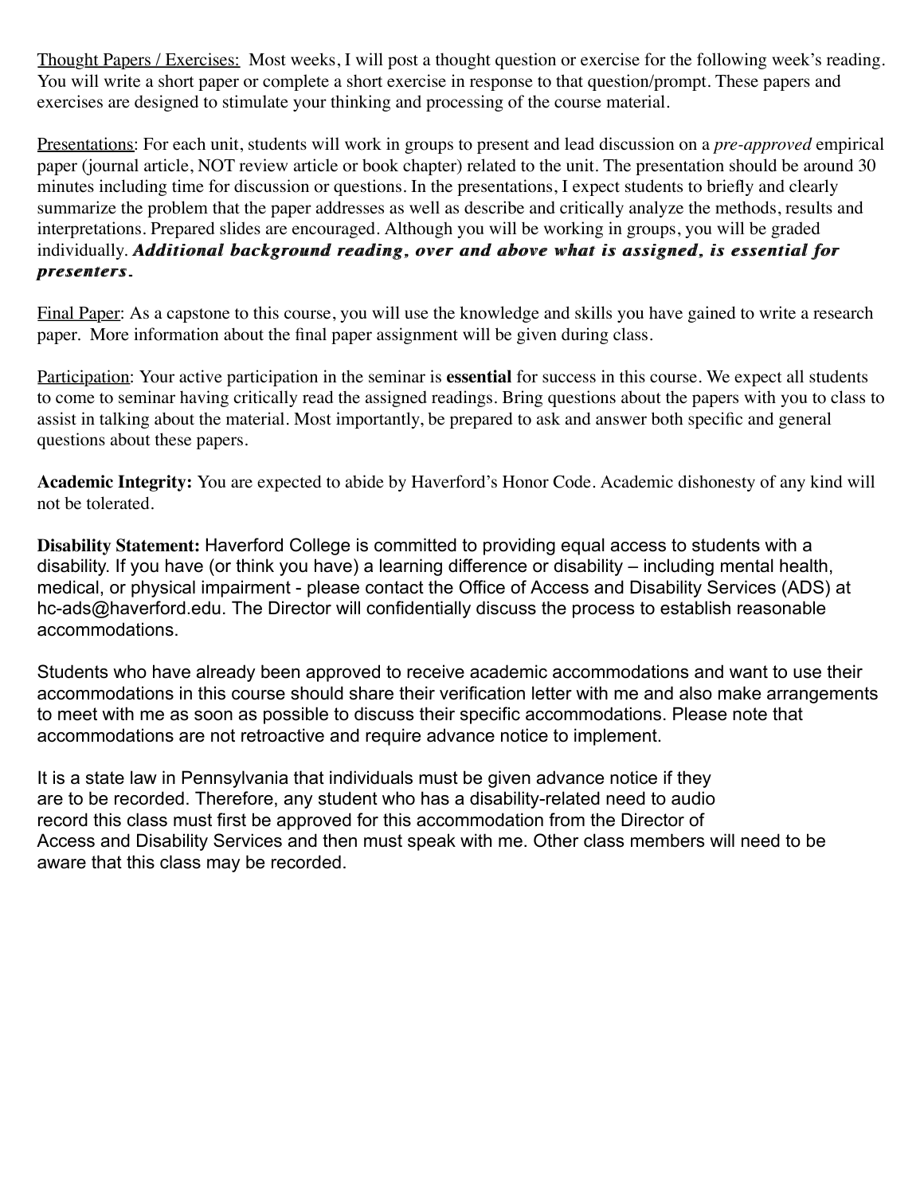Thought Papers / Exercises: Most weeks, I will post a thought question or exercise for the following week's reading. You will write a short paper or complete a short exercise in response to that question/prompt. These papers and exercises are designed to stimulate your thinking and processing of the course material.

Presentations: For each unit, students will work in groups to present and lead discussion on a *pre-approved* empirical paper (journal article, NOT review article or book chapter) related to the unit. The presentation should be around 30 minutes including time for discussion or questions. In the presentations, I expect students to briefly and clearly summarize the problem that the paper addresses as well as describe and critically analyze the methods, results and interpretations. Prepared slides are encouraged. Although you will be working in groups, you will be graded individually. ***Additional background reading, over and above what is assigned, is essential for presenters.***

Final Paper: As a capstone to this course, you will use the knowledge and skills you have gained to write a research paper. More information about the final paper assignment will be given during class.

Participation: Your active participation in the seminar is **essential** for success in this course. We expect all students to come to seminar having critically read the assigned readings. Bring questions about the papers with you to class to assist in talking about the material. Most importantly, be prepared to ask and answer both specific and general questions about these papers.

**Academic Integrity:** You are expected to abide by Haverford's Honor Code. Academic dishonesty of any kind will not be tolerated.

**Disability Statement:** Haverford College is committed to providing equal access to students with a disability. If you have (or think you have) a learning difference or disability – including mental health, medical, or physical impairment - please contact the Office of Access and Disability Services (ADS) at hc-ads@haverford.edu. The Director will confidentially discuss the process to establish reasonable accommodations.

Students who have already been approved to receive academic accommodations and want to use their accommodations in this course should share their verification letter with me and also make arrangements to meet with me as soon as possible to discuss their specific accommodations. Please note that accommodations are not retroactive and require advance notice to implement.

It is a state law in Pennsylvania that individuals must be given advance notice if they are to be recorded. Therefore, any student who has a disability-related need to audio record this class must first be approved for this accommodation from the Director of Access and Disability Services and then must speak with me. Other class members will need to be aware that this class may be recorded.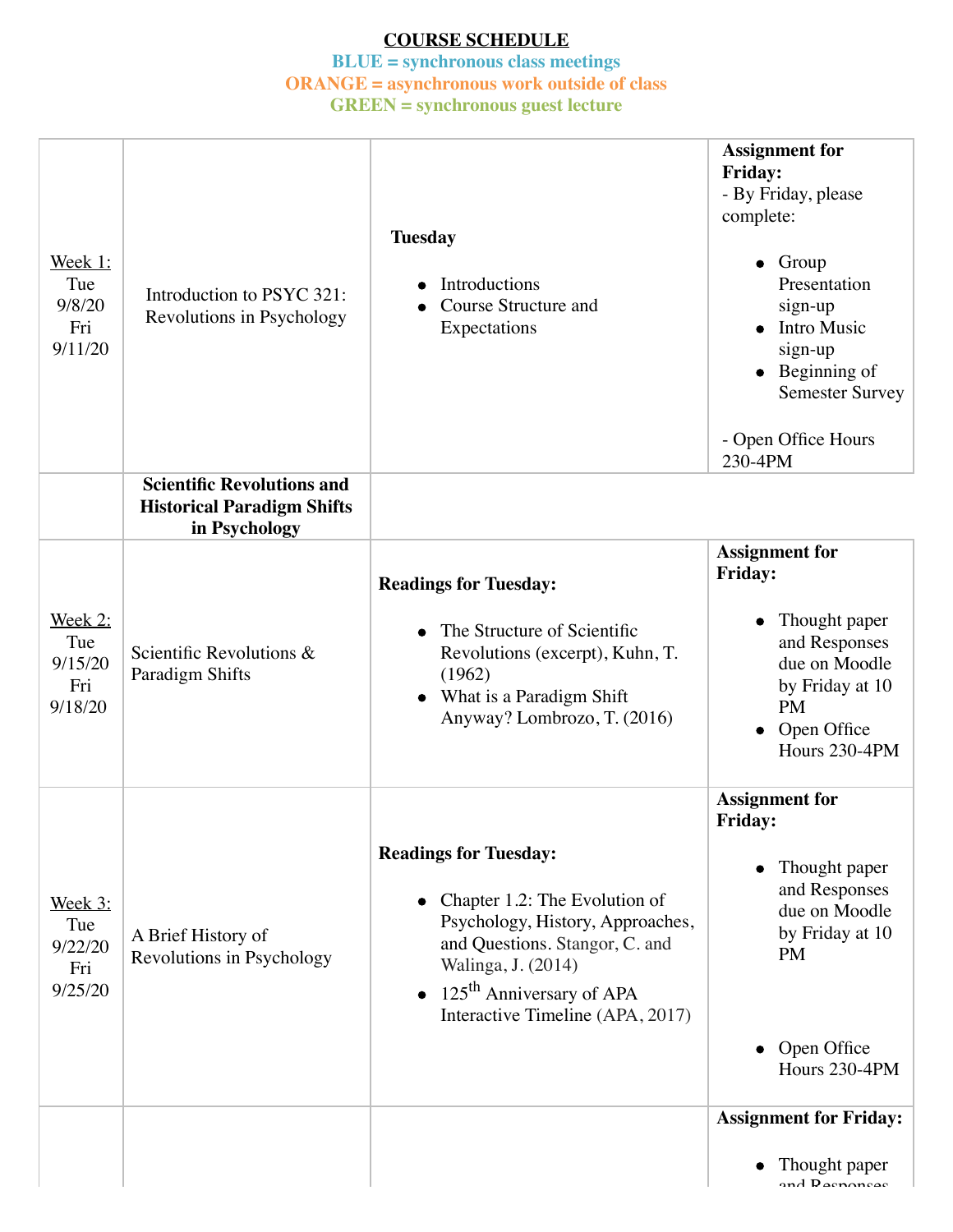**COURSE SCHEDULE**

**BLUE = synchronous class meetings**

**ORANGE = asynchronous work outside of class**

**GREEN = synchronous guest lecture**

| | | | |
|---|---|---|---|
| Week 1: Tue 9/8/20 Fri 9/11/20 | Introduction to PSYC 321: Revolutions in Psychology | **Tuesday**<br>• Introductions<br>• Course Structure and Expectations | **Assignment for Friday:**<br>- By Friday, please complete:<br>• Group Presentation sign-up<br>• Intro Music sign-up<br>• Beginning of Semester Survey<br><br>- Open Office Hours 230-4PM |
| | **Scientific Revolutions and Historical Paradigm Shifts in Psychology** | | |
| Week 2: Tue 9/15/20 Fri 9/18/20 | Scientific Revolutions & Paradigm Shifts | **Readings for Tuesday:**<br>• The Structure of Scientific Revolutions (excerpt), Kuhn, T. (1962)<br>• What is a Paradigm Shift Anyway? Lombrozo, T. (2016) | **Assignment for Friday:**<br>• Thought paper and Responses due on Moodle by Friday at 10 PM<br>• Open Office Hours 230-4PM |
| Week 3: Tue 9/22/20 Fri 9/25/20 | A Brief History of Revolutions in Psychology | **Readings for Tuesday:**<br>• Chapter 1.2: The Evolution of Psychology, History, Approaches, and Questions. Stangor, C. and Walinga, J. (2014)<br>• 125th Anniversary of APA Interactive Timeline (APA, 2017) | **Assignment for Friday:**<br>• Thought paper and Responses due on Moodle by Friday at 10 PM<br>• Open Office Hours 230-4PM |
| | | | **Assignment for Friday:**<br>• Thought paper and Responses |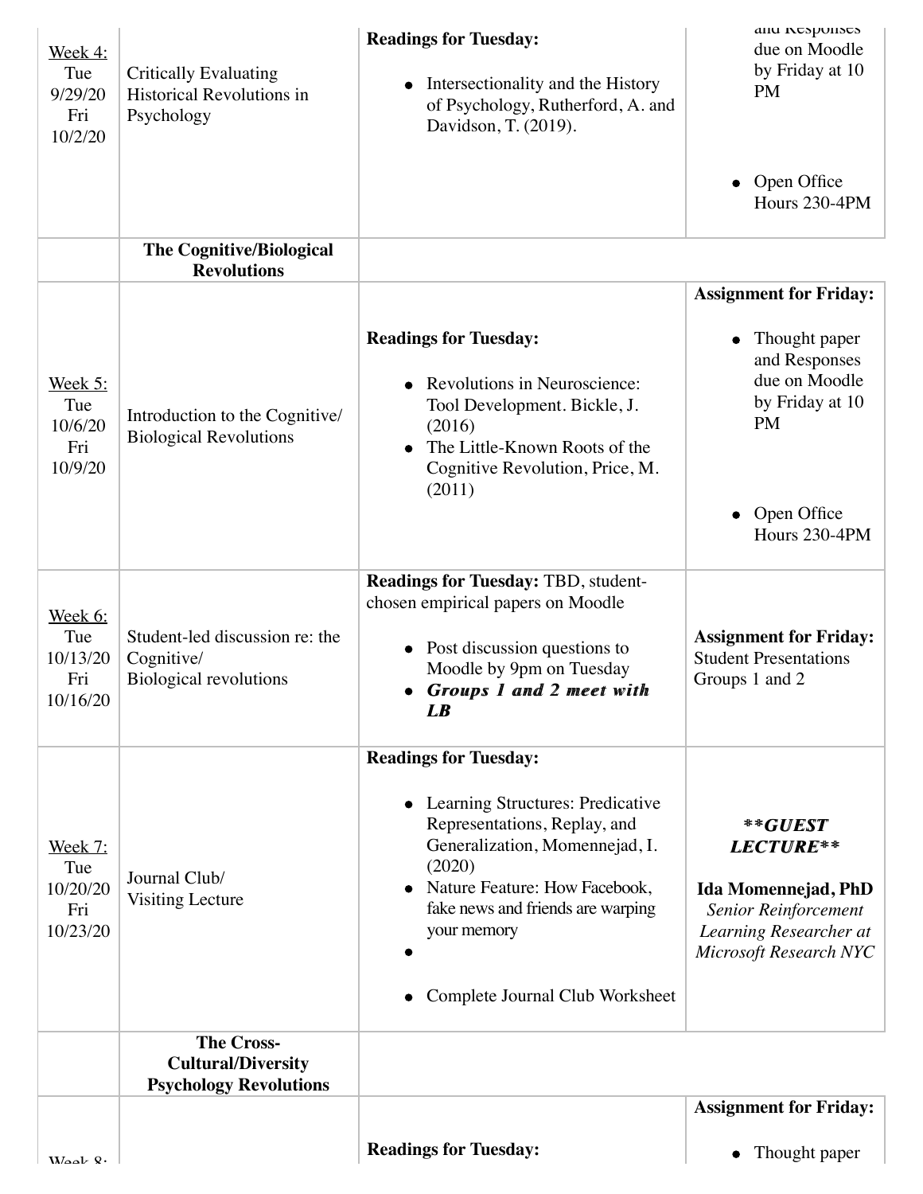| | | | |
|---|---|---|---|
| Week 4: Tue 9/29/20 Fri 10/2/20 | Critically Evaluating Historical Revolutions in Psychology | **Readings for Tuesday:**<br>• Intersectionality and the History of Psychology, Rutherford, A. and Davidson, T. (2019). | and Responses due on Moodle by Friday at 10 PM<br>• Open Office Hours 230-4PM |
| | **The Cognitive/Biological Revolutions** | | |
| Week 5: Tue 10/6/20 Fri 10/9/20 | Introduction to the Cognitive/ Biological Revolutions | **Readings for Tuesday:**<br>• Revolutions in Neuroscience: Tool Development. Bickle, J. (2016)<br>• The Little-Known Roots of the Cognitive Revolution, Price, M. (2011) | **Assignment for Friday:**<br>• Thought paper and Responses due on Moodle by Friday at 10 PM<br>• Open Office Hours 230-4PM |
| Week 6: Tue 10/13/20 Fri 10/16/20 | Student-led discussion re: the Cognitive/ Biological revolutions | **Readings for Tuesday:** TBD, student-chosen empirical papers on Moodle<br>• Post discussion questions to Moodle by 9pm on Tuesday<br>• ***Groups 1 and 2 meet with LB*** | **Assignment for Friday:** Student Presentations Groups 1 and 2 |
| Week 7: Tue 10/20/20 Fri 10/23/20 | Journal Club/ Visiting Lecture | **Readings for Tuesday:**<br>• Learning Structures: Predicative Representations, Replay, and Generalization, Momennejad, I. (2020)<br>• Nature Feature: How Facebook, fake news and friends are warping your memory<br>•<br>• Complete Journal Club Worksheet | ***\*\*GUEST LECTURE\*\****<br>**Ida Momennejad, PhD**<br>*Senior Reinforcement Learning Researcher at Microsoft Research NYC* |
| | **The Cross-Cultural/Diversity Psychology Revolutions** | | |
| Week 8: | | **Readings for Tuesday:** | **Assignment for Friday:**<br>• Thought paper |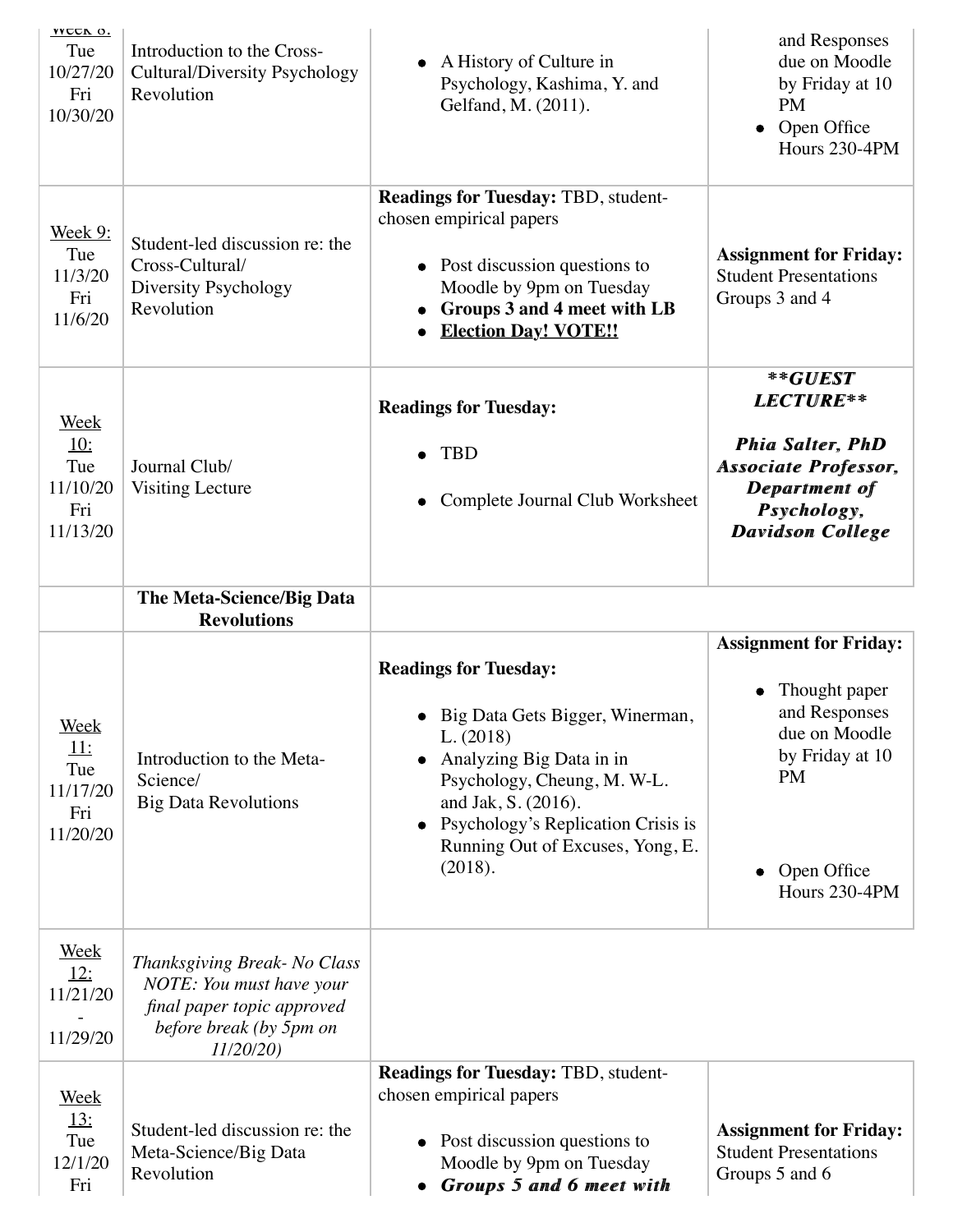| Week 8: Tue 10/27/20 Fri 10/30/20 | Introduction to the Cross-Cultural/Diversity Psychology Revolution | • A History of Culture in Psychology, Kashima, Y. and Gelfand, M. (2011). | and Responses due on Moodle by Friday at 10 PM<br>• Open Office Hours 230-4PM |
|---|---|---|---|
| Week 9: Tue 11/3/20 Fri 11/6/20 | Student-led discussion re: the Cross-Cultural/ Diversity Psychology Revolution | **Readings for Tuesday:** TBD, student-chosen empirical papers<br>• Post discussion questions to Moodle by 9pm on Tuesday<br>• **Groups 3 and 4 meet with LB**<br>• **Election Day! VOTE!!** | **Assignment for Friday:** Student Presentations Groups 3 and 4 |
| Week 10: Tue 11/10/20 Fri 11/13/20 | Journal Club/ Visiting Lecture | **Readings for Tuesday:**<br>• TBD<br>• Complete Journal Club Worksheet | ***\*\*GUEST LECTURE\*\**** ***Phia Salter, PhD Associate Professor, Department of Psychology, Davidson College*** |
| | **The Meta-Science/Big Data Revolutions** | | |
| Week 11: Tue 11/17/20 Fri 11/20/20 | Introduction to the Meta-Science/ Big Data Revolutions | **Readings for Tuesday:**<br>• Big Data Gets Bigger, Winerman, L. (2018)<br>• Analyzing Big Data in in Psychology, Cheung, M. W-L. and Jak, S. (2016).<br>• Psychology's Replication Crisis is Running Out of Excuses, Yong, E. (2018). | **Assignment for Friday:**<br>• Thought paper and Responses due on Moodle by Friday at 10 PM<br>• Open Office Hours 230-4PM |
| Week 12: 11/21/20 - 11/29/20 | *Thanksgiving Break- No Class NOTE: You must have your final paper topic approved before break (by 5pm on 11/20/20)* | | |
| Week 13: Tue 12/1/20 Fri | Student-led discussion re: the Meta-Science/Big Data Revolution | **Readings for Tuesday:** TBD, student-chosen empirical papers<br>• Post discussion questions to Moodle by 9pm on Tuesday<br>• ***Groups 5 and 6 meet with*** | **Assignment for Friday:** Student Presentations Groups 5 and 6 |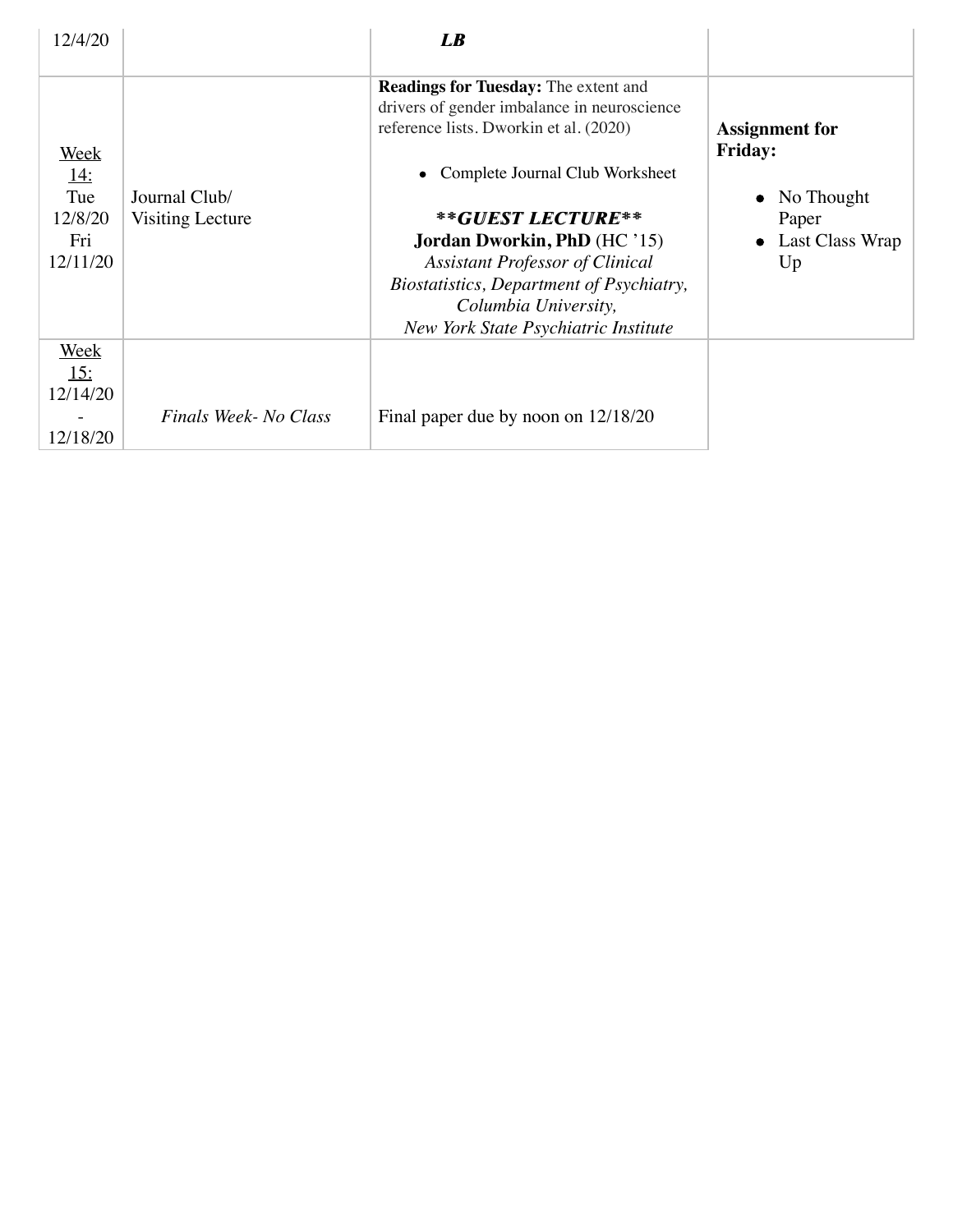| | | | |
|---|---|---|---|
| 12/4/20 | | ***LB*** | |
| Week 14: Tue 12/8/20 Fri 12/11/20 | Journal Club/ Visiting Lecture | **Readings for Tuesday:** The extent and drivers of gender imbalance in neuroscience reference lists. Dworkin et al. (2020)<br><br>• Complete Journal Club Worksheet<br><br>***\*\*GUEST LECTURE\*\**** **Jordan Dworkin, PhD** (HC '15) *Assistant Professor of Clinical Biostatistics, Department of Psychiatry, Columbia University, New York State Psychiatric Institute* | **Assignment for Friday:**<br><br>• No Thought Paper<br>• Last Class Wrap Up |
| Week 15: 12/14/20 - 12/18/20 | *Finals Week- No Class* | Final paper due by noon on 12/18/20 | |